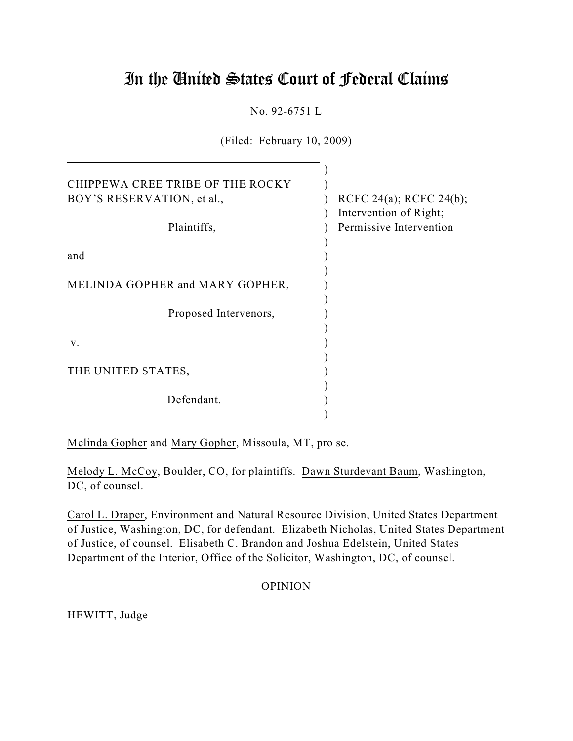# In the United States Court of Federal Claims

No. 92-6751 L

(Filed: February 10, 2009)

CHIPPEWA CREE TRIBE OF THE ROCKY BOY'S RESERVATION, et al.,

Plaintiffs,

and

MELINDA GOPHER and MARY GOPHER,

Proposed Intervenors,

v.

THE UNITED STATES,

Defendant.

RCFC 24(a); RCFC 24(b); Intervention of Right; Permissive Intervention

Melinda Gopher and Mary Gopher, Missoula, MT, pro se.

Melody L. McCoy, Boulder, CO, for plaintiffs. Dawn Sturdevant Baum, Washington, DC, of counsel.

Carol L. Draper, Environment and Natural Resource Division, United States Department of Justice, Washington, DC, for defendant. Elizabeth Nicholas, United States Department of Justice, of counsel. Elisabeth C. Brandon and Joshua Edelstein, United States Department of the Interior, Office of the Solicitor, Washington, DC, of counsel.

## OPINION

HEWITT, Judge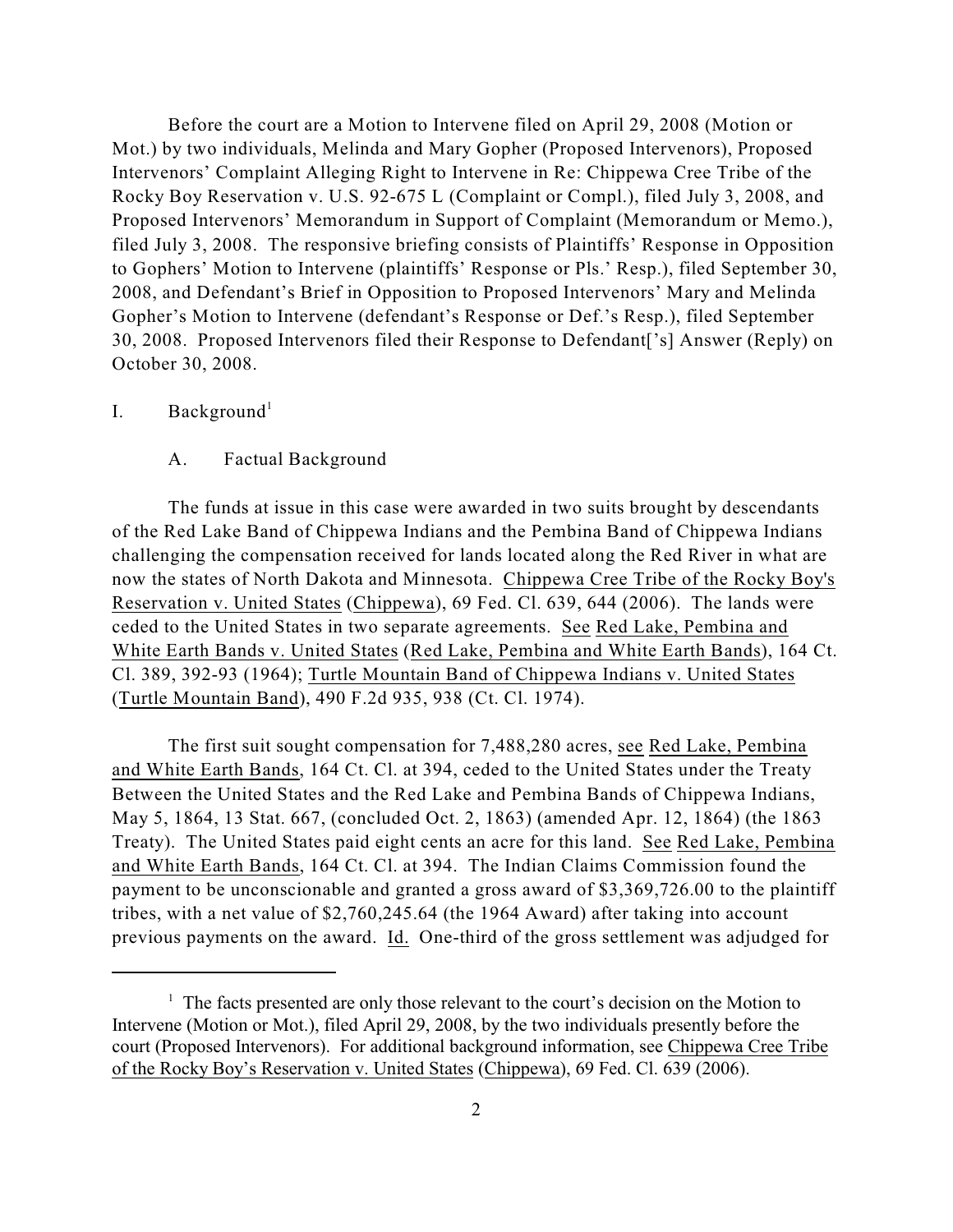Before the court are a Motion to Intervene filed on April 29, 2008 (Motion or Mot.) by two individuals, Melinda and Mary Gopher (Proposed Intervenors), Proposed Intervenors' Complaint Alleging Right to Intervene in Re: Chippewa Cree Tribe of the Rocky Boy Reservation v. U.S. 92-675 L (Complaint or Compl.), filed July 3, 2008, and Proposed Intervenors' Memorandum in Support of Complaint (Memorandum or Memo.), filed July 3, 2008. The responsive briefing consists of Plaintiffs' Response in Opposition to Gophers' Motion to Intervene (plaintiffs' Response or Pls.' Resp.), filed September 30, 2008, and Defendant's Brief in Opposition to Proposed Intervenors' Mary and Melinda Gopher's Motion to Intervene (defendant's Response or Def.'s Resp.), filed September 30, 2008. Proposed Intervenors filed their Response to Defendant['s] Answer (Reply) on October 30, 2008.

## I. Background[1]

### A. Factual Background

The funds at issue in this case were awarded in two suits brought by descendants of the Red Lake Band of Chippewa Indians and the Pembina Band of Chippewa Indians challenging the compensation received for lands located along the Red River in what are now the states of North Dakota and Minnesota. Chippewa Cree Tribe of the Rocky Boy's Reservation v. United States (Chippewa), 69 Fed. Cl. 639, 644 (2006). The lands were ceded to the United States in two separate agreements. See Red Lake, Pembina and White Earth Bands v. United States (Red Lake, Pembina and White Earth Bands), 164 Ct. Cl. 389, 392-93 (1964); Turtle Mountain Band of Chippewa Indians v. United States (Turtle Mountain Band), 490 F.2d 935, 938 (Ct. Cl. 1974).

The first suit sought compensation for 7,488,280 acres, see Red Lake, Pembina and White Earth Bands, 164 Ct. Cl. at 394, ceded to the United States under the Treaty Between the United States and the Red Lake and Pembina Bands of Chippewa Indians, May 5, 1864, 13 Stat. 667, (concluded Oct. 2, 1863) (amended Apr. 12, 1864) (the 1863 Treaty). The United States paid eight cents an acre for this land. See Red Lake, Pembina and White Earth Bands, 164 Ct. Cl. at 394. The Indian Claims Commission found the payment to be unconscionable and granted a gross award of $3,369,726.00 to the plaintiff tribes, with a net value of $2,760,245.64 (the 1964 Award) after taking into account previous payments on the award. Id. One-third of the gross settlement was adjudged for

[1] The facts presented are only those relevant to the court's decision on the Motion to Intervene (Motion or Mot.), filed April 29, 2008, by the two individuals presently before the court (Proposed Intervenors). For additional background information, see Chippewa Cree Tribe of the Rocky Boy's Reservation v. United States (Chippewa), 69 Fed. Cl. 639 (2006).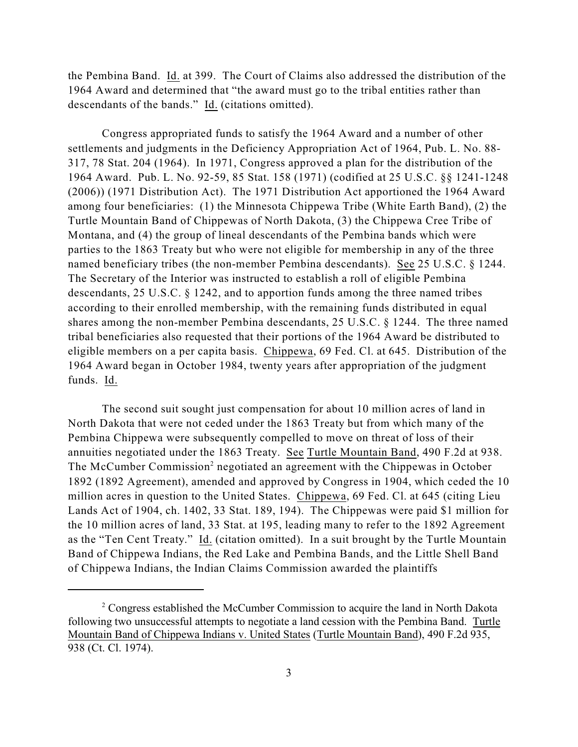the Pembina Band. Id. at 399. The Court of Claims also addressed the distribution of the 1964 Award and determined that "the award must go to the tribal entities rather than descendants of the bands." Id. (citations omitted).

Congress appropriated funds to satisfy the 1964 Award and a number of other settlements and judgments in the Deficiency Appropriation Act of 1964, Pub. L. No. 88-317, 78 Stat. 204 (1964). In 1971, Congress approved a plan for the distribution of the 1964 Award. Pub. L. No. 92-59, 85 Stat. 158 (1971) (codified at 25 U.S.C. §§ 1241-1248 (2006)) (1971 Distribution Act). The 1971 Distribution Act apportioned the 1964 Award among four beneficiaries: (1) the Minnesota Chippewa Tribe (White Earth Band), (2) the Turtle Mountain Band of Chippewas of North Dakota, (3) the Chippewa Cree Tribe of Montana, and (4) the group of lineal descendants of the Pembina bands which were parties to the 1863 Treaty but who were not eligible for membership in any of the three named beneficiary tribes (the non-member Pembina descendants). See 25 U.S.C. § 1244. The Secretary of the Interior was instructed to establish a roll of eligible Pembina descendants, 25 U.S.C. § 1242, and to apportion funds among the three named tribes according to their enrolled membership, with the remaining funds distributed in equal shares among the non-member Pembina descendants, 25 U.S.C. § 1244. The three named tribal beneficiaries also requested that their portions of the 1964 Award be distributed to eligible members on a per capita basis. Chippewa, 69 Fed. Cl. at 645. Distribution of the 1964 Award began in October 1984, twenty years after appropriation of the judgment funds. Id.

The second suit sought just compensation for about 10 million acres of land in North Dakota that were not ceded under the 1863 Treaty but from which many of the Pembina Chippewa were subsequently compelled to move on threat of loss of their annuities negotiated under the 1863 Treaty. See Turtle Mountain Band, 490 F.2d at 938. The McCumber Commission[2] negotiated an agreement with the Chippewas in October 1892 (1892 Agreement), amended and approved by Congress in 1904, which ceded the 10 million acres in question to the United States. Chippewa, 69 Fed. Cl. at 645 (citing Lieu Lands Act of 1904, ch. 1402, 33 Stat. 189, 194). The Chippewas were paid $1 million for the 10 million acres of land, 33 Stat. at 195, leading many to refer to the 1892 Agreement as the "Ten Cent Treaty." Id. (citation omitted). In a suit brought by the Turtle Mountain Band of Chippewa Indians, the Red Lake and Pembina Bands, and the Little Shell Band of Chippewa Indians, the Indian Claims Commission awarded the plaintiffs

---

[2] Congress established the McCumber Commission to acquire the land in North Dakota following two unsuccessful attempts to negotiate a land cession with the Pembina Band. Turtle Mountain Band of Chippewa Indians v. United States (Turtle Mountain Band), 490 F.2d 935, 938 (Ct. Cl. 1974).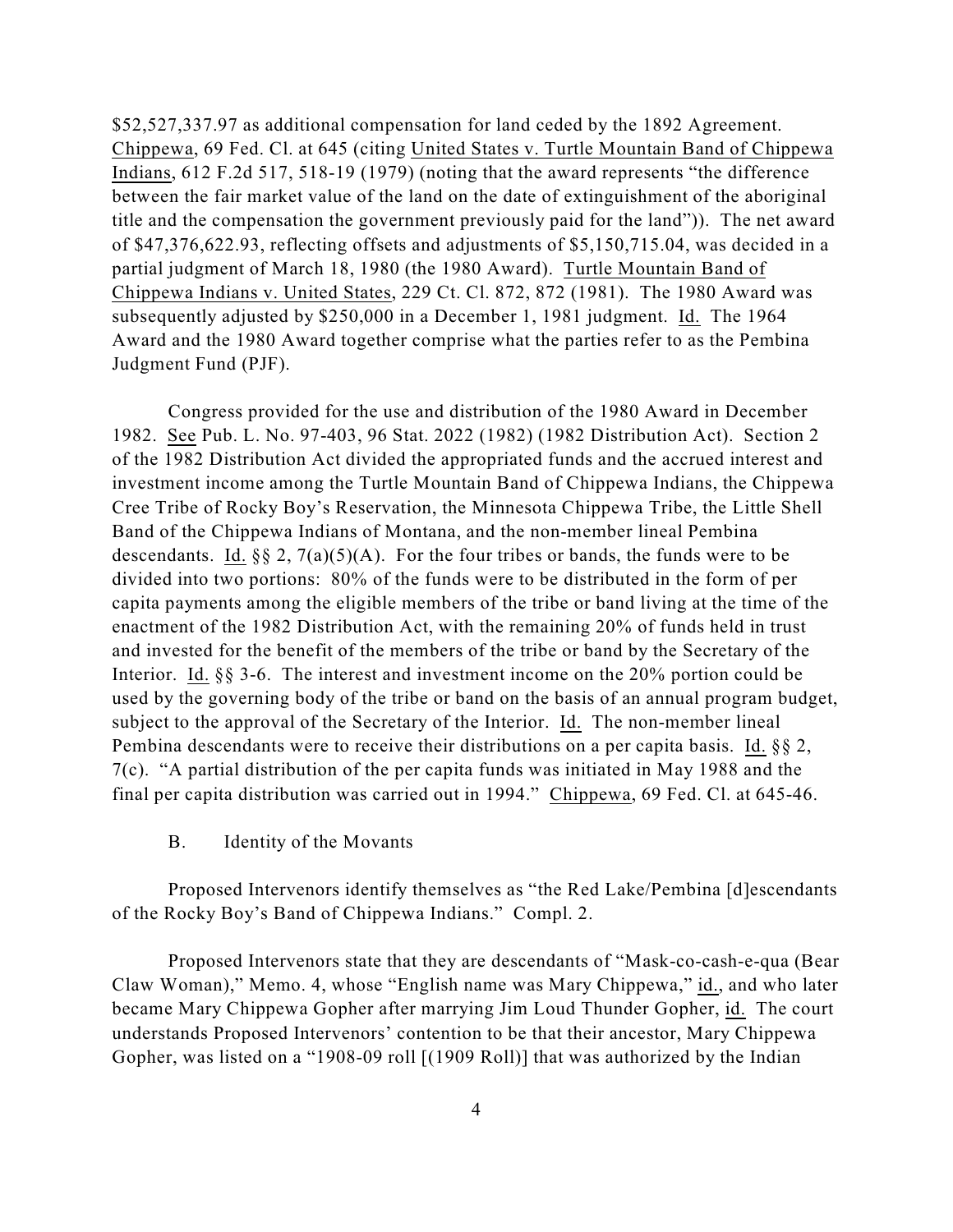$52,527,337.97 as additional compensation for land ceded by the 1892 Agreement. Chippewa, 69 Fed. Cl. at 645 (citing United States v. Turtle Mountain Band of Chippewa Indians, 612 F.2d 517, 518-19 (1979) (noting that the award represents "the difference between the fair market value of the land on the date of extinguishment of the aboriginal title and the compensation the government previously paid for the land")). The net award of $47,376,622.93, reflecting offsets and adjustments of $5,150,715.04, was decided in a partial judgment of March 18, 1980 (the 1980 Award). Turtle Mountain Band of Chippewa Indians v. United States, 229 Ct. Cl. 872, 872 (1981). The 1980 Award was subsequently adjusted by $250,000 in a December 1, 1981 judgment. Id. The 1964 Award and the 1980 Award together comprise what the parties refer to as the Pembina Judgment Fund (PJF).

Congress provided for the use and distribution of the 1980 Award in December 1982. See Pub. L. No. 97-403, 96 Stat. 2022 (1982) (1982 Distribution Act). Section 2 of the 1982 Distribution Act divided the appropriated funds and the accrued interest and investment income among the Turtle Mountain Band of Chippewa Indians, the Chippewa Cree Tribe of Rocky Boy's Reservation, the Minnesota Chippewa Tribe, the Little Shell Band of the Chippewa Indians of Montana, and the non-member lineal Pembina descendants. Id. §§ 2, 7(a)(5)(A). For the four tribes or bands, the funds were to be divided into two portions: 80% of the funds were to be distributed in the form of per capita payments among the eligible members of the tribe or band living at the time of the enactment of the 1982 Distribution Act, with the remaining 20% of funds held in trust and invested for the benefit of the members of the tribe or band by the Secretary of the Interior. Id. §§ 3-6. The interest and investment income on the 20% portion could be used by the governing body of the tribe or band on the basis of an annual program budget, subject to the approval of the Secretary of the Interior. Id. The non-member lineal Pembina descendants were to receive their distributions on a per capita basis. Id. §§ 2, 7(c). "A partial distribution of the per capita funds was initiated in May 1988 and the final per capita distribution was carried out in 1994." Chippewa, 69 Fed. Cl. at 645-46.

B. Identity of the Movants

Proposed Intervenors identify themselves as "the Red Lake/Pembina [d]escendants of the Rocky Boy's Band of Chippewa Indians." Compl. 2.

Proposed Intervenors state that they are descendants of "Mask-co-cash-e-qua (Bear Claw Woman)," Memo. 4, whose "English name was Mary Chippewa," id., and who later became Mary Chippewa Gopher after marrying Jim Loud Thunder Gopher, id. The court understands Proposed Intervenors' contention to be that their ancestor, Mary Chippewa Gopher, was listed on a "1908-09 roll [(1909 Roll)] that was authorized by the Indian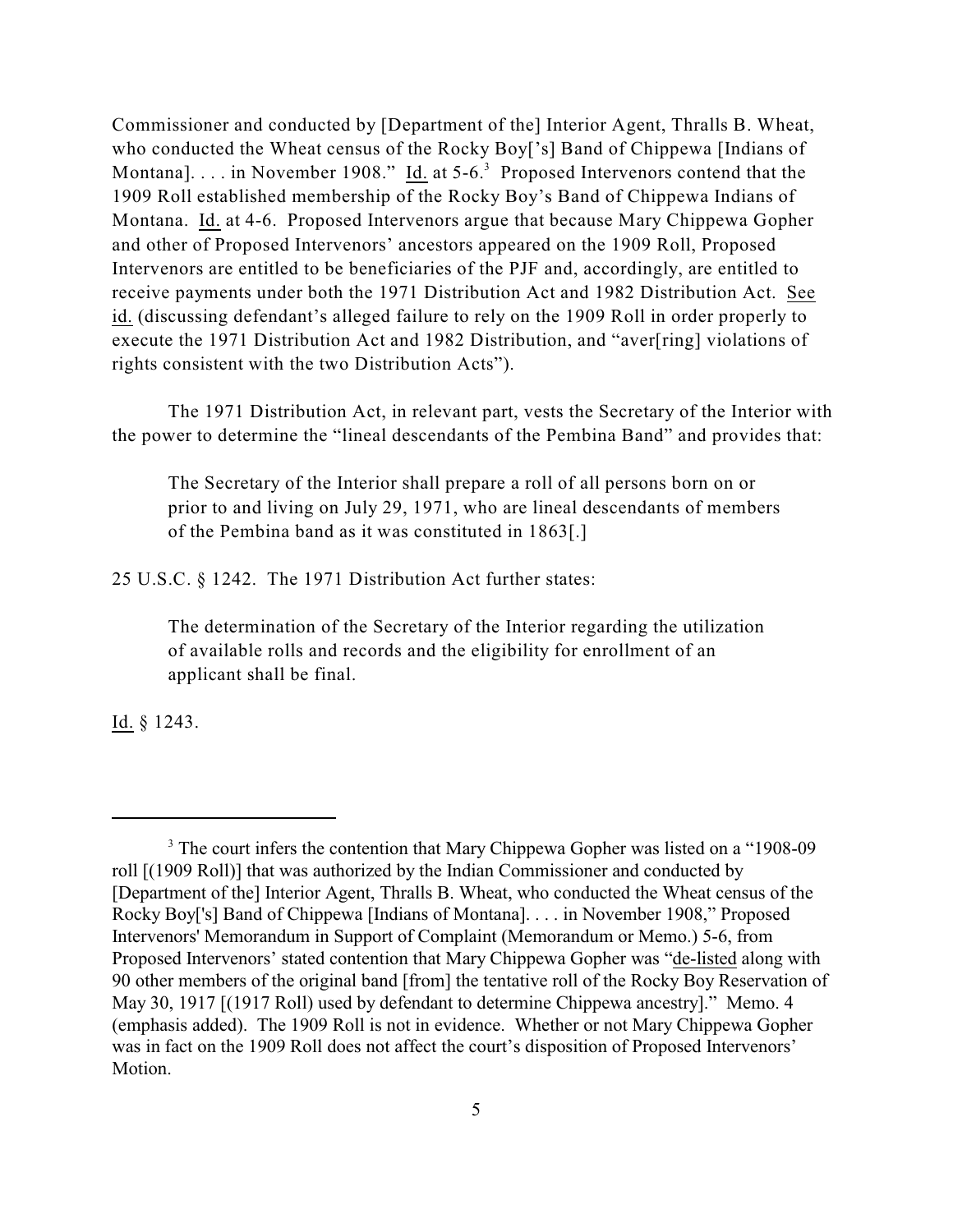Commissioner and conducted by [Department of the] Interior Agent, Thralls B. Wheat, who conducted the Wheat census of the Rocky Boy['s] Band of Chippewa [Indians of Montana]. . . . in November 1908." Id. at 5-6.[3] Proposed Intervenors contend that the 1909 Roll established membership of the Rocky Boy's Band of Chippewa Indians of Montana. Id. at 4-6. Proposed Intervenors argue that because Mary Chippewa Gopher and other of Proposed Intervenors' ancestors appeared on the 1909 Roll, Proposed Intervenors are entitled to be beneficiaries of the PJF and, accordingly, are entitled to receive payments under both the 1971 Distribution Act and 1982 Distribution Act. See id. (discussing defendant's alleged failure to rely on the 1909 Roll in order properly to execute the 1971 Distribution Act and 1982 Distribution, and "aver[ring] violations of rights consistent with the two Distribution Acts").

The 1971 Distribution Act, in relevant part, vests the Secretary of the Interior with the power to determine the "lineal descendants of the Pembina Band" and provides that:

> The Secretary of the Interior shall prepare a roll of all persons born on or prior to and living on July 29, 1971, who are lineal descendants of members of the Pembina band as it was constituted in 1863[.]

25 U.S.C. § 1242. The 1971 Distribution Act further states:

> The determination of the Secretary of the Interior regarding the utilization of available rolls and records and the eligibility for enrollment of an applicant shall be final.

Id. § 1243.

---

[3] The court infers the contention that Mary Chippewa Gopher was listed on a "1908-09 roll [(1909 Roll)] that was authorized by the Indian Commissioner and conducted by [Department of the] Interior Agent, Thralls B. Wheat, who conducted the Wheat census of the Rocky Boy['s] Band of Chippewa [Indians of Montana]. . . . in November 1908," Proposed Intervenors' Memorandum in Support of Complaint (Memorandum or Memo.) 5-6, from Proposed Intervenors' stated contention that Mary Chippewa Gopher was "de-listed along with 90 other members of the original band [from] the tentative roll of the Rocky Boy Reservation of May 30, 1917 [(1917 Roll) used by defendant to determine Chippewa ancestry]." Memo. 4 (emphasis added). The 1909 Roll is not in evidence. Whether or not Mary Chippewa Gopher was in fact on the 1909 Roll does not affect the court's disposition of Proposed Intervenors' Motion.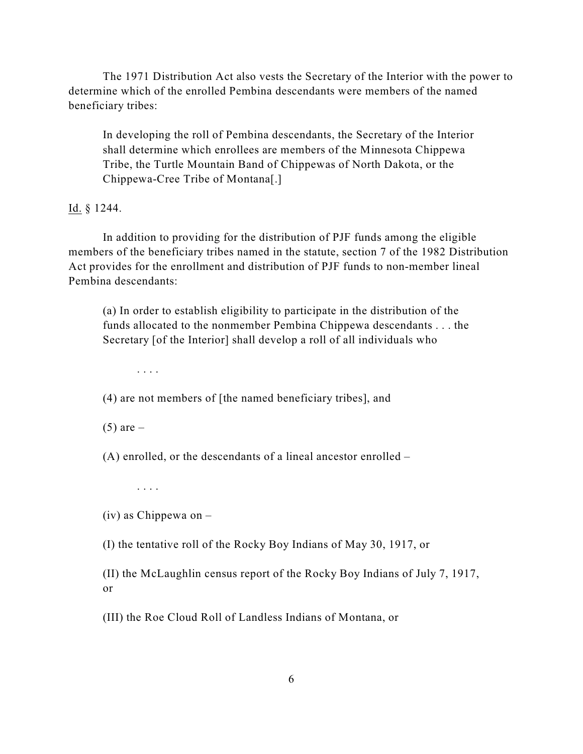The 1971 Distribution Act also vests the Secretary of the Interior with the power to determine which of the enrolled Pembina descendants were members of the named beneficiary tribes:

> In developing the roll of Pembina descendants, the Secretary of the Interior shall determine which enrollees are members of the Minnesota Chippewa Tribe, the Turtle Mountain Band of Chippewas of North Dakota, or the Chippewa-Cree Tribe of Montana[.]

Id. § 1244.

In addition to providing for the distribution of PJF funds among the eligible members of the beneficiary tribes named in the statute, section 7 of the 1982 Distribution Act provides for the enrollment and distribution of PJF funds to non-member lineal Pembina descendants:

> (a) In order to establish eligibility to participate in the distribution of the funds allocated to the nonmember Pembina Chippewa descendants . . . the Secretary [of the Interior] shall develop a roll of all individuals who
>
> . . . .
>
> (4) are not members of [the named beneficiary tribes], and
>
> (5) are –
>
> (A) enrolled, or the descendants of a lineal ancestor enrolled –
>
> . . . .
>
> (iv) as Chippewa on –
>
> (I) the tentative roll of the Rocky Boy Indians of May 30, 1917, or
>
> (II) the McLaughlin census report of the Rocky Boy Indians of July 7, 1917, or
>
> (III) the Roe Cloud Roll of Landless Indians of Montana, or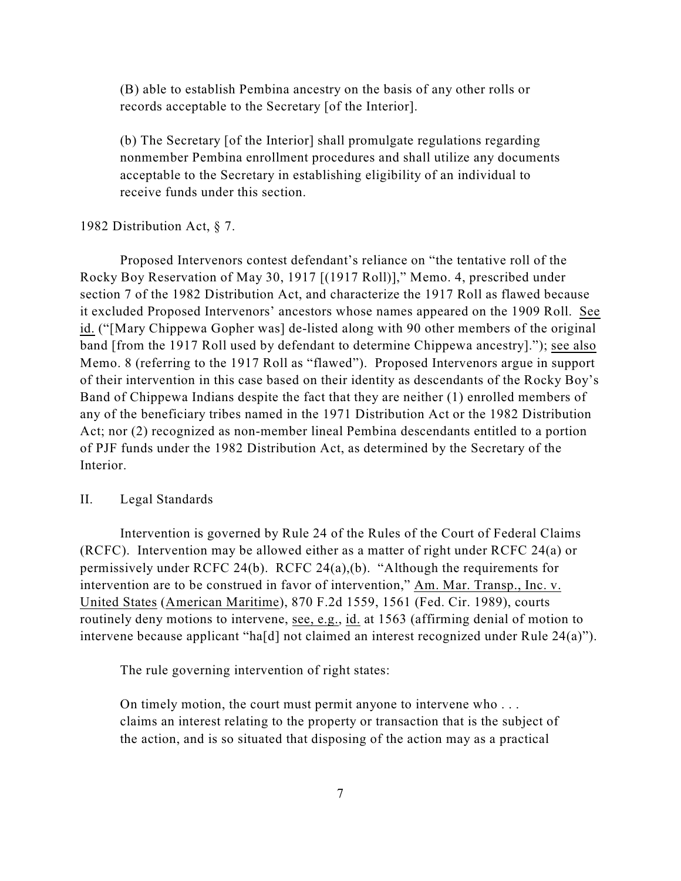> (B) able to establish Pembina ancestry on the basis of any other rolls or records acceptable to the Secretary [of the Interior].
>
> (b) The Secretary [of the Interior] shall promulgate regulations regarding nonmember Pembina enrollment procedures and shall utilize any documents acceptable to the Secretary in establishing eligibility of an individual to receive funds under this section.

1982 Distribution Act, § 7.

Proposed Intervenors contest defendant's reliance on "the tentative roll of the Rocky Boy Reservation of May 30, 1917 [(1917 Roll)]," Memo. 4, prescribed under section 7 of the 1982 Distribution Act, and characterize the 1917 Roll as flawed because it excluded Proposed Intervenors' ancestors whose names appeared on the 1909 Roll. See id. ("[Mary Chippewa Gopher was] de-listed along with 90 other members of the original band [from the 1917 Roll used by defendant to determine Chippewa ancestry]."); see also Memo. 8 (referring to the 1917 Roll as "flawed"). Proposed Intervenors argue in support of their intervention in this case based on their identity as descendants of the Rocky Boy's Band of Chippewa Indians despite the fact that they are neither (1) enrolled members of any of the beneficiary tribes named in the 1971 Distribution Act or the 1982 Distribution Act; nor (2) recognized as non-member lineal Pembina descendants entitled to a portion of PJF funds under the 1982 Distribution Act, as determined by the Secretary of the Interior.

## II. Legal Standards

Intervention is governed by Rule 24 of the Rules of the Court of Federal Claims (RCFC). Intervention may be allowed either as a matter of right under RCFC 24(a) or permissively under RCFC 24(b). RCFC 24(a),(b). "Although the requirements for intervention are to be construed in favor of intervention," Am. Mar. Transp., Inc. v. United States (American Maritime), 870 F.2d 1559, 1561 (Fed. Cir. 1989), courts routinely deny motions to intervene, see, e.g., id. at 1563 (affirming denial of motion to intervene because applicant "ha[d] not claimed an interest recognized under Rule 24(a)").

The rule governing intervention of right states:

> On timely motion, the court must permit anyone to intervene who . . . claims an interest relating to the property or transaction that is the subject of the action, and is so situated that disposing of the action may as a practical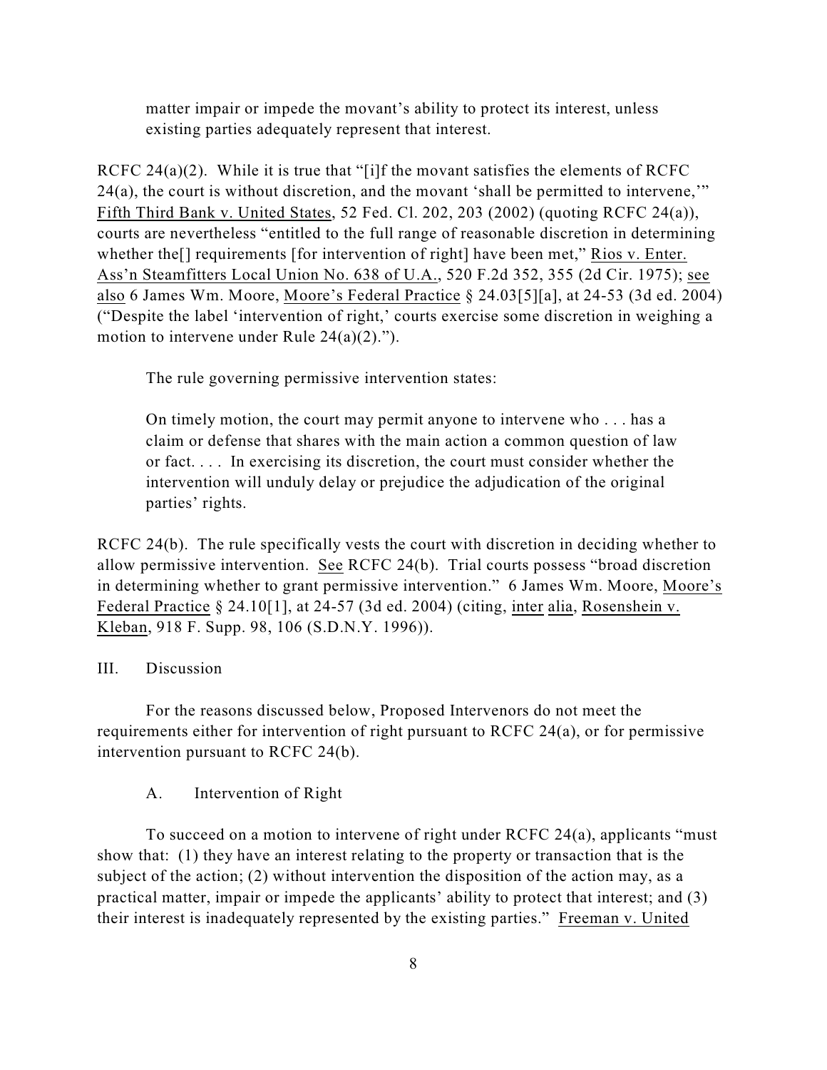> matter impair or impede the movant's ability to protect its interest, unless existing parties adequately represent that interest.

RCFC 24(a)(2). While it is true that "[i]f the movant satisfies the elements of RCFC 24(a), the court is without discretion, and the movant 'shall be permitted to intervene,'" Fifth Third Bank v. United States, 52 Fed. Cl. 202, 203 (2002) (quoting RCFC 24(a)), courts are nevertheless "entitled to the full range of reasonable discretion in determining whether the[] requirements [for intervention of right] have been met," Rios v. Enter. Ass'n Steamfitters Local Union No. 638 of U.A., 520 F.2d 352, 355 (2d Cir. 1975); see also 6 James Wm. Moore, Moore's Federal Practice § 24.03[5][a], at 24-53 (3d ed. 2004) ("Despite the label 'intervention of right,' courts exercise some discretion in weighing a motion to intervene under Rule 24(a)(2).").

The rule governing permissive intervention states:

> On timely motion, the court may permit anyone to intervene who . . . has a claim or defense that shares with the main action a common question of law or fact. . . . In exercising its discretion, the court must consider whether the intervention will unduly delay or prejudice the adjudication of the original parties' rights.

RCFC 24(b). The rule specifically vests the court with discretion in deciding whether to allow permissive intervention. See RCFC 24(b). Trial courts possess "broad discretion in determining whether to grant permissive intervention." 6 James Wm. Moore, Moore's Federal Practice § 24.10[1], at 24-57 (3d ed. 2004) (citing, inter alia, Rosenshein v. Kleban, 918 F. Supp. 98, 106 (S.D.N.Y. 1996)).

## III. Discussion

For the reasons discussed below, Proposed Intervenors do not meet the requirements either for intervention of right pursuant to RCFC 24(a), or for permissive intervention pursuant to RCFC 24(b).

### A. Intervention of Right

To succeed on a motion to intervene of right under RCFC 24(a), applicants "must show that: (1) they have an interest relating to the property or transaction that is the subject of the action; (2) without intervention the disposition of the action may, as a practical matter, impair or impede the applicants' ability to protect that interest; and (3) their interest is inadequately represented by the existing parties." Freeman v. United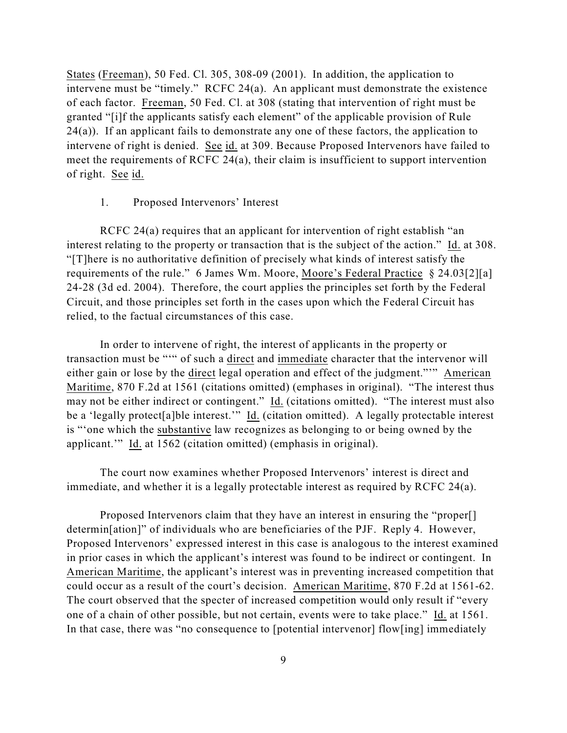States (Freeman), 50 Fed. Cl. 305, 308-09 (2001). In addition, the application to intervene must be "timely." RCFC 24(a). An applicant must demonstrate the existence of each factor. Freeman, 50 Fed. Cl. at 308 (stating that intervention of right must be granted "[i]f the applicants satisfy each element" of the applicable provision of Rule 24(a)). If an applicant fails to demonstrate any one of these factors, the application to intervene of right is denied. See id. at 309. Because Proposed Intervenors have failed to meet the requirements of RCFC 24(a), their claim is insufficient to support intervention of right. See id.

1. Proposed Intervenors' Interest

RCFC 24(a) requires that an applicant for intervention of right establish "an interest relating to the property or transaction that is the subject of the action." Id. at 308. "[T]here is no authoritative definition of precisely what kinds of interest satisfy the requirements of the rule." 6 James Wm. Moore, Moore's Federal Practice § 24.03[2][a] 24-28 (3d ed. 2004). Therefore, the court applies the principles set forth by the Federal Circuit, and those principles set forth in the cases upon which the Federal Circuit has relied, to the factual circumstances of this case.

In order to intervene of right, the interest of applicants in the property or transaction must be "'" of such a direct and immediate character that the intervenor will either gain or lose by the direct legal operation and effect of the judgment."'" American Maritime, 870 F.2d at 1561 (citations omitted) (emphases in original). "The interest thus may not be either indirect or contingent." Id. (citations omitted). "The interest must also be a 'legally protect[a]ble interest.'" Id. (citation omitted). A legally protectable interest is "'one which the substantive law recognizes as belonging to or being owned by the applicant.'" Id. at 1562 (citation omitted) (emphasis in original).

The court now examines whether Proposed Intervenors' interest is direct and immediate, and whether it is a legally protectable interest as required by RCFC 24(a).

Proposed Intervenors claim that they have an interest in ensuring the "proper[] determin[ation]" of individuals who are beneficiaries of the PJF. Reply 4. However, Proposed Intervenors' expressed interest in this case is analogous to the interest examined in prior cases in which the applicant's interest was found to be indirect or contingent. In American Maritime, the applicant's interest was in preventing increased competition that could occur as a result of the court's decision. American Maritime, 870 F.2d at 1561-62. The court observed that the specter of increased competition would only result if "every one of a chain of other possible, but not certain, events were to take place." Id. at 1561. In that case, there was "no consequence to [potential intervenor] flow[ing] immediately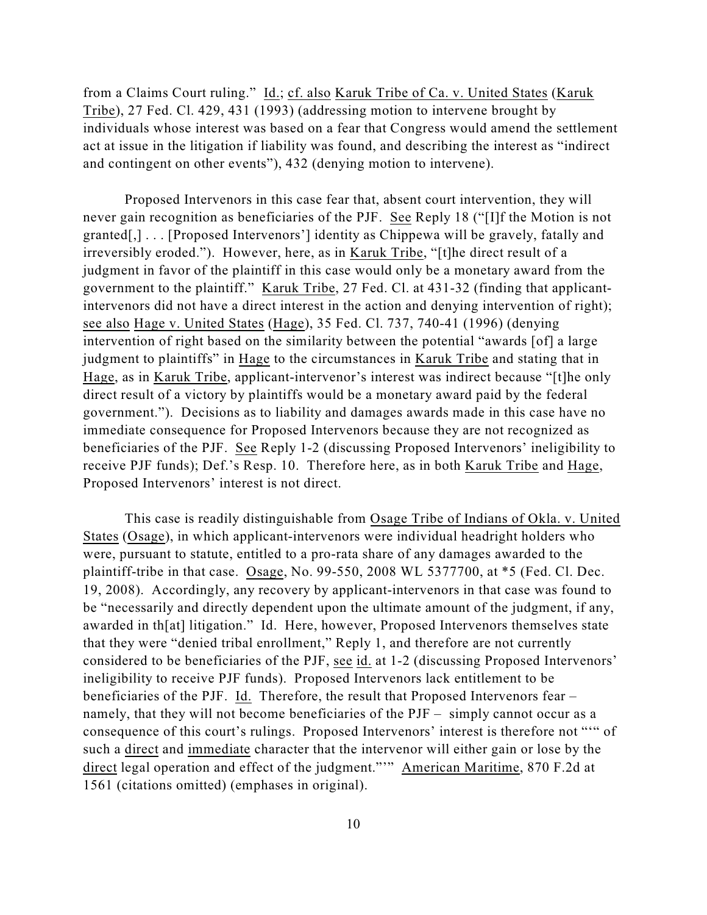from a Claims Court ruling." Id.; cf. also Karuk Tribe of Ca. v. United States (Karuk Tribe), 27 Fed. Cl. 429, 431 (1993) (addressing motion to intervene brought by individuals whose interest was based on a fear that Congress would amend the settlement act at issue in the litigation if liability was found, and describing the interest as "indirect and contingent on other events"), 432 (denying motion to intervene).

Proposed Intervenors in this case fear that, absent court intervention, they will never gain recognition as beneficiaries of the PJF. See Reply 18 ("[I]f the Motion is not granted[,] . . . [Proposed Intervenors'] identity as Chippewa will be gravely, fatally and irreversibly eroded."). However, here, as in Karuk Tribe, "[t]he direct result of a judgment in favor of the plaintiff in this case would only be a monetary award from the government to the plaintiff." Karuk Tribe, 27 Fed. Cl. at 431-32 (finding that applicant-intervenors did not have a direct interest in the action and denying intervention of right); see also Hage v. United States (Hage), 35 Fed. Cl. 737, 740-41 (1996) (denying intervention of right based on the similarity between the potential "awards [of] a large judgment to plaintiffs" in Hage to the circumstances in Karuk Tribe and stating that in Hage, as in Karuk Tribe, applicant-intervenor's interest was indirect because "[t]he only direct result of a victory by plaintiffs would be a monetary award paid by the federal government."). Decisions as to liability and damages awards made in this case have no immediate consequence for Proposed Intervenors because they are not recognized as beneficiaries of the PJF. See Reply 1-2 (discussing Proposed Intervenors' ineligibility to receive PJF funds); Def.'s Resp. 10. Therefore here, as in both Karuk Tribe and Hage, Proposed Intervenors' interest is not direct.

This case is readily distinguishable from Osage Tribe of Indians of Okla. v. United States (Osage), in which applicant-intervenors were individual headright holders who were, pursuant to statute, entitled to a pro-rata share of any damages awarded to the plaintiff-tribe in that case. Osage, No. 99-550, 2008 WL 5377700, at *5 (Fed. Cl. Dec. 19, 2008). Accordingly, any recovery by applicant-intervenors in that case was found to be "necessarily and directly dependent upon the ultimate amount of the judgment, if any, awarded in th[at] litigation." Id. Here, however, Proposed Intervenors themselves state that they were "denied tribal enrollment," Reply 1, and therefore are not currently considered to be beneficiaries of the PJF, see id. at 1-2 (discussing Proposed Intervenors' ineligibility to receive PJF funds). Proposed Intervenors lack entitlement to be beneficiaries of the PJF. Id. Therefore, the result that Proposed Intervenors fear – namely, that they will not become beneficiaries of the PJF – simply cannot occur as a consequence of this court's rulings. Proposed Intervenors' interest is therefore not "'" of such a direct and immediate character that the intervenor will either gain or lose by the direct legal operation and effect of the judgment."'" American Maritime, 870 F.2d at 1561 (citations omitted) (emphases in original).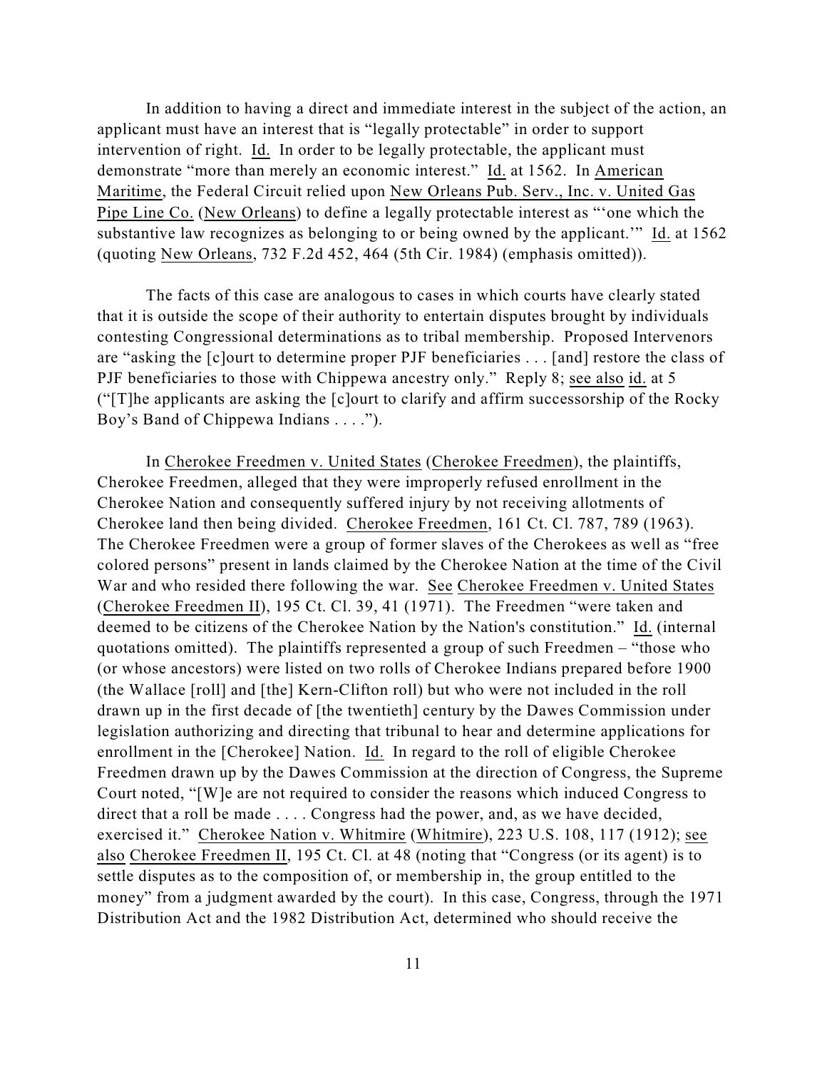In addition to having a direct and immediate interest in the subject of the action, an applicant must have an interest that is "legally protectable" in order to support intervention of right. Id. In order to be legally protectable, the applicant must demonstrate "more than merely an economic interest." Id. at 1562. In American Maritime, the Federal Circuit relied upon New Orleans Pub. Serv., Inc. v. United Gas Pipe Line Co. (New Orleans) to define a legally protectable interest as "'one which the substantive law recognizes as belonging to or being owned by the applicant.'" Id. at 1562 (quoting New Orleans, 732 F.2d 452, 464 (5th Cir. 1984) (emphasis omitted)).

The facts of this case are analogous to cases in which courts have clearly stated that it is outside the scope of their authority to entertain disputes brought by individuals contesting Congressional determinations as to tribal membership. Proposed Intervenors are "asking the [c]ourt to determine proper PJF beneficiaries . . . [and] restore the class of PJF beneficiaries to those with Chippewa ancestry only." Reply 8; see also id. at 5 ("[T]he applicants are asking the [c]ourt to clarify and affirm successorship of the Rocky Boy's Band of Chippewa Indians . . . .").

In Cherokee Freedmen v. United States (Cherokee Freedmen), the plaintiffs, Cherokee Freedmen, alleged that they were improperly refused enrollment in the Cherokee Nation and consequently suffered injury by not receiving allotments of Cherokee land then being divided. Cherokee Freedmen, 161 Ct. Cl. 787, 789 (1963). The Cherokee Freedmen were a group of former slaves of the Cherokees as well as "free colored persons" present in lands claimed by the Cherokee Nation at the time of the Civil War and who resided there following the war. See Cherokee Freedmen v. United States (Cherokee Freedmen II), 195 Ct. Cl. 39, 41 (1971). The Freedmen "were taken and deemed to be citizens of the Cherokee Nation by the Nation's constitution." Id. (internal quotations omitted). The plaintiffs represented a group of such Freedmen – "those who (or whose ancestors) were listed on two rolls of Cherokee Indians prepared before 1900 (the Wallace [roll] and [the] Kern-Clifton roll) but who were not included in the roll drawn up in the first decade of [the twentieth] century by the Dawes Commission under legislation authorizing and directing that tribunal to hear and determine applications for enrollment in the [Cherokee] Nation. Id. In regard to the roll of eligible Cherokee Freedmen drawn up by the Dawes Commission at the direction of Congress, the Supreme Court noted, "[W]e are not required to consider the reasons which induced Congress to direct that a roll be made . . . . Congress had the power, and, as we have decided, exercised it." Cherokee Nation v. Whitmire (Whitmire), 223 U.S. 108, 117 (1912); see also Cherokee Freedmen II, 195 Ct. Cl. at 48 (noting that "Congress (or its agent) is to settle disputes as to the composition of, or membership in, the group entitled to the money" from a judgment awarded by the court). In this case, Congress, through the 1971 Distribution Act and the 1982 Distribution Act, determined who should receive the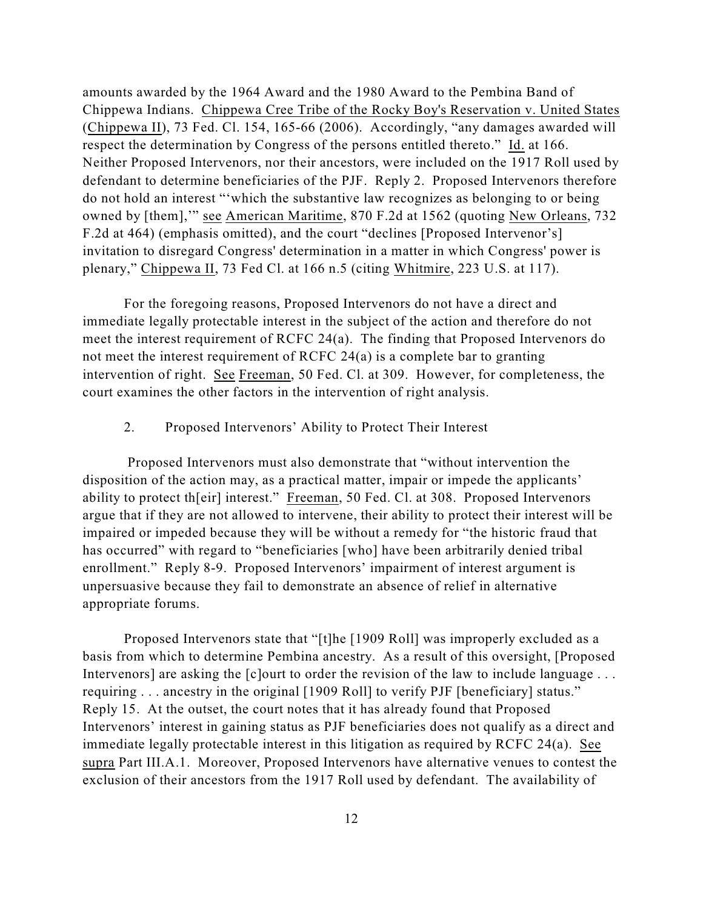amounts awarded by the 1964 Award and the 1980 Award to the Pembina Band of Chippewa Indians. Chippewa Cree Tribe of the Rocky Boy's Reservation v. United States (Chippewa II), 73 Fed. Cl. 154, 165-66 (2006). Accordingly, "any damages awarded will respect the determination by Congress of the persons entitled thereto." Id. at 166. Neither Proposed Intervenors, nor their ancestors, were included on the 1917 Roll used by defendant to determine beneficiaries of the PJF. Reply 2. Proposed Intervenors therefore do not hold an interest "'which the substantive law recognizes as belonging to or being owned by [them],'" see American Maritime, 870 F.2d at 1562 (quoting New Orleans, 732 F.2d at 464) (emphasis omitted), and the court "declines [Proposed Intervenor's] invitation to disregard Congress' determination in a matter in which Congress' power is plenary," Chippewa II, 73 Fed Cl. at 166 n.5 (citing Whitmire, 223 U.S. at 117).

For the foregoing reasons, Proposed Intervenors do not have a direct and immediate legally protectable interest in the subject of the action and therefore do not meet the interest requirement of RCFC 24(a). The finding that Proposed Intervenors do not meet the interest requirement of RCFC 24(a) is a complete bar to granting intervention of right. See Freeman, 50 Fed. Cl. at 309. However, for completeness, the court examines the other factors in the intervention of right analysis.

2. Proposed Intervenors' Ability to Protect Their Interest

Proposed Intervenors must also demonstrate that "without intervention the disposition of the action may, as a practical matter, impair or impede the applicants' ability to protect th[eir] interest." Freeman, 50 Fed. Cl. at 308. Proposed Intervenors argue that if they are not allowed to intervene, their ability to protect their interest will be impaired or impeded because they will be without a remedy for "the historic fraud that has occurred" with regard to "beneficiaries [who] have been arbitrarily denied tribal enrollment." Reply 8-9. Proposed Intervenors' impairment of interest argument is unpersuasive because they fail to demonstrate an absence of relief in alternative appropriate forums.

Proposed Intervenors state that "[t]he [1909 Roll] was improperly excluded as a basis from which to determine Pembina ancestry. As a result of this oversight, [Proposed Intervenors] are asking the [c]ourt to order the revision of the law to include language . . . requiring . . . ancestry in the original [1909 Roll] to verify PJF [beneficiary] status." Reply 15. At the outset, the court notes that it has already found that Proposed Intervenors' interest in gaining status as PJF beneficiaries does not qualify as a direct and immediate legally protectable interest in this litigation as required by RCFC 24(a). See supra Part III.A.1. Moreover, Proposed Intervenors have alternative venues to contest the exclusion of their ancestors from the 1917 Roll used by defendant. The availability of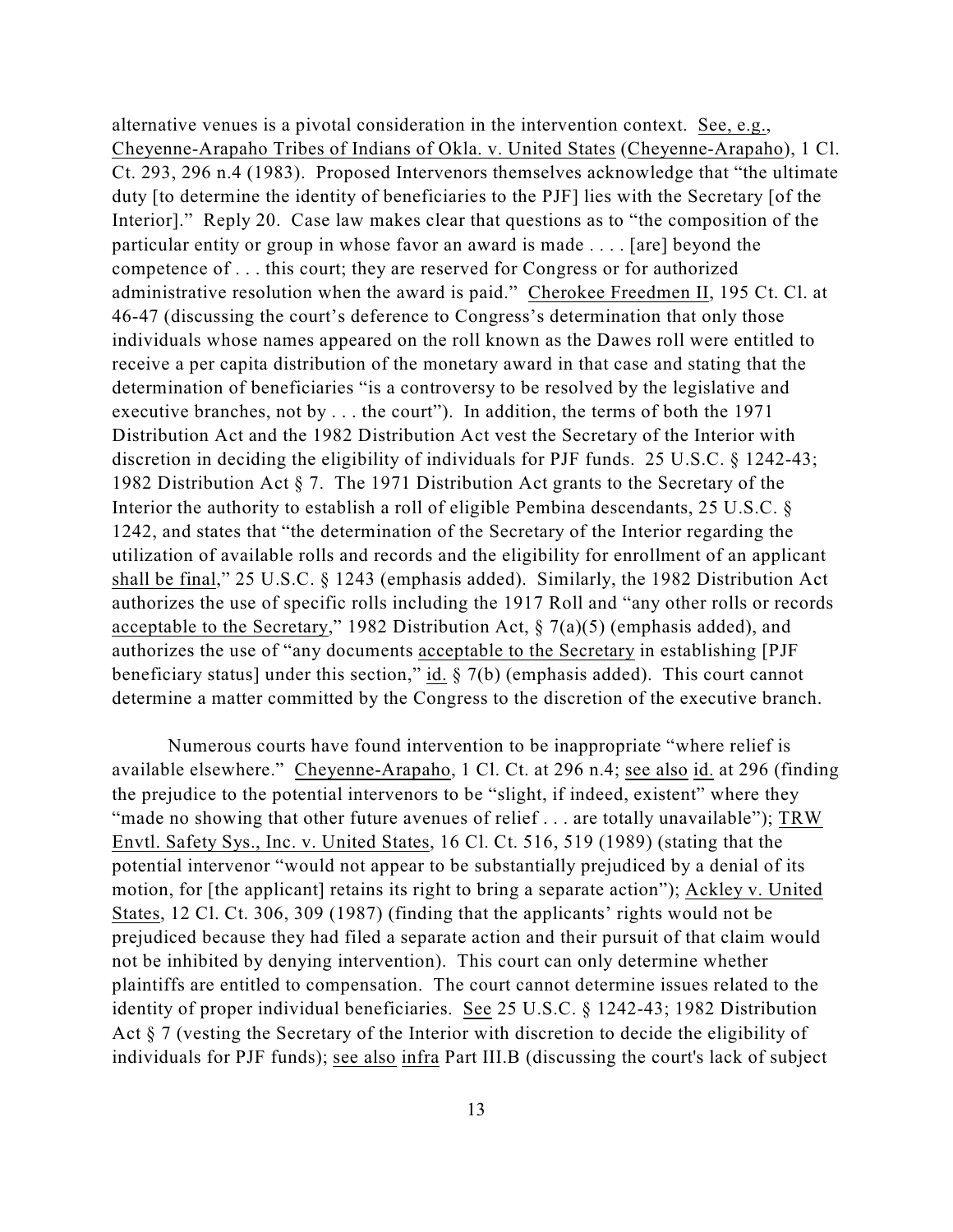alternative venues is a pivotal consideration in the intervention context. See, e.g., Cheyenne-Arapaho Tribes of Indians of Okla. v. United States (Cheyenne-Arapaho), 1 Cl. Ct. 293, 296 n.4 (1983). Proposed Intervenors themselves acknowledge that "the ultimate duty [to determine the identity of beneficiaries to the PJF] lies with the Secretary [of the Interior]." Reply 20. Case law makes clear that questions as to "the composition of the particular entity or group in whose favor an award is made . . . . [are] beyond the competence of . . . this court; they are reserved for Congress or for authorized administrative resolution when the award is paid." Cherokee Freedmen II, 195 Ct. Cl. at 46-47 (discussing the court's deference to Congress's determination that only those individuals whose names appeared on the roll known as the Dawes roll were entitled to receive a per capita distribution of the monetary award in that case and stating that the determination of beneficiaries "is a controversy to be resolved by the legislative and executive branches, not by . . . the court"). In addition, the terms of both the 1971 Distribution Act and the 1982 Distribution Act vest the Secretary of the Interior with discretion in deciding the eligibility of individuals for PJF funds. 25 U.S.C. § 1242-43; 1982 Distribution Act § 7. The 1971 Distribution Act grants to the Secretary of the Interior the authority to establish a roll of eligible Pembina descendants, 25 U.S.C. § 1242, and states that "the determination of the Secretary of the Interior regarding the utilization of available rolls and records and the eligibility for enrollment of an applicant shall be final," 25 U.S.C. § 1243 (emphasis added). Similarly, the 1982 Distribution Act authorizes the use of specific rolls including the 1917 Roll and "any other rolls or records acceptable to the Secretary," 1982 Distribution Act, § 7(a)(5) (emphasis added), and authorizes the use of "any documents acceptable to the Secretary in establishing [PJF beneficiary status] under this section," id. § 7(b) (emphasis added). This court cannot determine a matter committed by the Congress to the discretion of the executive branch.

Numerous courts have found intervention to be inappropriate "where relief is available elsewhere." Cheyenne-Arapaho, 1 Cl. Ct. at 296 n.4; see also id. at 296 (finding the prejudice to the potential intervenors to be "slight, if indeed, existent" where they "made no showing that other future avenues of relief . . . are totally unavailable"); TRW Envtl. Safety Sys., Inc. v. United States, 16 Cl. Ct. 516, 519 (1989) (stating that the potential intervenor "would not appear to be substantially prejudiced by a denial of its motion, for [the applicant] retains its right to bring a separate action"); Ackley v. United States, 12 Cl. Ct. 306, 309 (1987) (finding that the applicants' rights would not be prejudiced because they had filed a separate action and their pursuit of that claim would not be inhibited by denying intervention). This court can only determine whether plaintiffs are entitled to compensation. The court cannot determine issues related to the identity of proper individual beneficiaries. See 25 U.S.C. § 1242-43; 1982 Distribution Act § 7 (vesting the Secretary of the Interior with discretion to decide the eligibility of individuals for PJF funds); see also infra Part III.B (discussing the court's lack of subject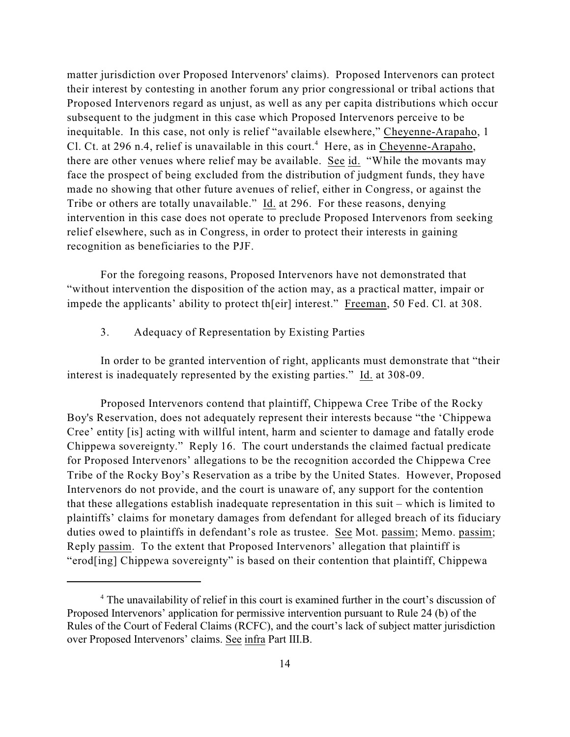matter jurisdiction over Proposed Intervenors' claims). Proposed Intervenors can protect their interest by contesting in another forum any prior congressional or tribal actions that Proposed Intervenors regard as unjust, as well as any per capita distributions which occur subsequent to the judgment in this case which Proposed Intervenors perceive to be inequitable. In this case, not only is relief "available elsewhere," Cheyenne-Arapaho, 1 Cl. Ct. at 296 n.4, relief is unavailable in this court.[4] Here, as in Cheyenne-Arapaho, there are other venues where relief may be available. See id. "While the movants may face the prospect of being excluded from the distribution of judgment funds, they have made no showing that other future avenues of relief, either in Congress, or against the Tribe or others are totally unavailable." Id. at 296. For these reasons, denying intervention in this case does not operate to preclude Proposed Intervenors from seeking relief elsewhere, such as in Congress, in order to protect their interests in gaining recognition as beneficiaries to the PJF.

For the foregoing reasons, Proposed Intervenors have not demonstrated that "without intervention the disposition of the action may, as a practical matter, impair or impede the applicants' ability to protect th[eir] interest." Freeman, 50 Fed. Cl. at 308.

3. Adequacy of Representation by Existing Parties

In order to be granted intervention of right, applicants must demonstrate that "their interest is inadequately represented by the existing parties." Id. at 308-09.

Proposed Intervenors contend that plaintiff, Chippewa Cree Tribe of the Rocky Boy's Reservation, does not adequately represent their interests because "the 'Chippewa Cree' entity [is] acting with willful intent, harm and scienter to damage and fatally erode Chippewa sovereignty." Reply 16. The court understands the claimed factual predicate for Proposed Intervenors' allegations to be the recognition accorded the Chippewa Cree Tribe of the Rocky Boy's Reservation as a tribe by the United States. However, Proposed Intervenors do not provide, and the court is unaware of, any support for the contention that these allegations establish inadequate representation in this suit – which is limited to plaintiffs' claims for monetary damages from defendant for alleged breach of its fiduciary duties owed to plaintiffs in defendant's role as trustee. See Mot. passim; Memo. passim; Reply passim. To the extent that Proposed Intervenors' allegation that plaintiff is "erod[ing] Chippewa sovereignty" is based on their contention that plaintiff, Chippewa

[4] The unavailability of relief in this court is examined further in the court's discussion of Proposed Intervenors' application for permissive intervention pursuant to Rule 24 (b) of the Rules of the Court of Federal Claims (RCFC), and the court's lack of subject matter jurisdiction over Proposed Intervenors' claims. See infra Part III.B.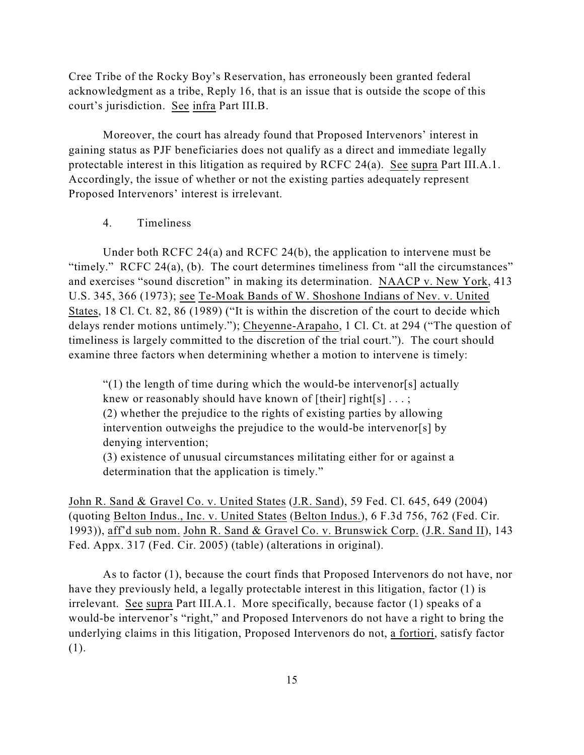Cree Tribe of the Rocky Boy's Reservation, has erroneously been granted federal acknowledgment as a tribe, Reply 16, that is an issue that is outside the scope of this court's jurisdiction. See infra Part III.B.

Moreover, the court has already found that Proposed Intervenors' interest in gaining status as PJF beneficiaries does not qualify as a direct and immediate legally protectable interest in this litigation as required by RCFC 24(a). See supra Part III.A.1. Accordingly, the issue of whether or not the existing parties adequately represent Proposed Intervenors' interest is irrelevant.

4. Timeliness

Under both RCFC 24(a) and RCFC 24(b), the application to intervene must be "timely." RCFC 24(a), (b). The court determines timeliness from "all the circumstances" and exercises "sound discretion" in making its determination. NAACP v. New York, 413 U.S. 345, 366 (1973); see Te-Moak Bands of W. Shoshone Indians of Nev. v. United States, 18 Cl. Ct. 82, 86 (1989) ("It is within the discretion of the court to decide which delays render motions untimely."); Cheyenne-Arapaho, 1 Cl. Ct. at 294 ("The question of timeliness is largely committed to the discretion of the trial court."). The court should examine three factors when determining whether a motion to intervene is timely:

> "(1) the length of time during which the would-be intervenor[s] actually knew or reasonably should have known of [their] right[s] . . . ;
> (2) whether the prejudice to the rights of existing parties by allowing intervention outweighs the prejudice to the would-be intervenor[s] by denying intervention;
> (3) existence of unusual circumstances militating either for or against a determination that the application is timely."

John R. Sand & Gravel Co. v. United States (J.R. Sand), 59 Fed. Cl. 645, 649 (2004) (quoting Belton Indus., Inc. v. United States (Belton Indus.), 6 F.3d 756, 762 (Fed. Cir. 1993)), aff'd sub nom. John R. Sand & Gravel Co. v. Brunswick Corp. (J.R. Sand II), 143 Fed. Appx. 317 (Fed. Cir. 2005) (table) (alterations in original).

As to factor (1), because the court finds that Proposed Intervenors do not have, nor have they previously held, a legally protectable interest in this litigation, factor (1) is irrelevant. See supra Part III.A.1. More specifically, because factor (1) speaks of a would-be intervenor's "right," and Proposed Intervenors do not have a right to bring the underlying claims in this litigation, Proposed Intervenors do not, a fortiori, satisfy factor (1).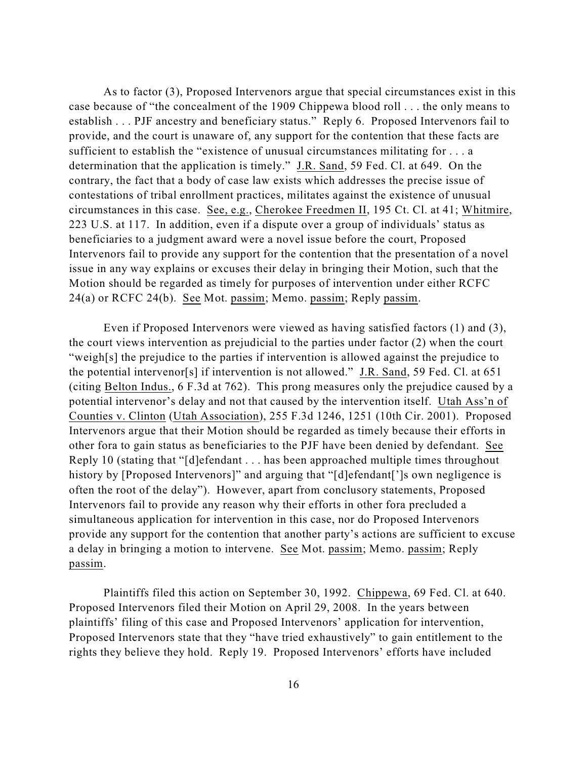As to factor (3), Proposed Intervenors argue that special circumstances exist in this case because of "the concealment of the 1909 Chippewa blood roll . . . the only means to establish . . . PJF ancestry and beneficiary status." Reply 6. Proposed Intervenors fail to provide, and the court is unaware of, any support for the contention that these facts are sufficient to establish the "existence of unusual circumstances militating for . . . a determination that the application is timely." J.R. Sand, 59 Fed. Cl. at 649. On the contrary, the fact that a body of case law exists which addresses the precise issue of contestations of tribal enrollment practices, militates against the existence of unusual circumstances in this case. See, e.g., Cherokee Freedmen II, 195 Ct. Cl. at 41; Whitmire, 223 U.S. at 117. In addition, even if a dispute over a group of individuals' status as beneficiaries to a judgment award were a novel issue before the court, Proposed Intervenors fail to provide any support for the contention that the presentation of a novel issue in any way explains or excuses their delay in bringing their Motion, such that the Motion should be regarded as timely for purposes of intervention under either RCFC 24(a) or RCFC 24(b). See Mot. passim; Memo. passim; Reply passim.

Even if Proposed Intervenors were viewed as having satisfied factors (1) and (3), the court views intervention as prejudicial to the parties under factor (2) when the court "weigh[s] the prejudice to the parties if intervention is allowed against the prejudice to the potential intervenor[s] if intervention is not allowed." J.R. Sand, 59 Fed. Cl. at 651 (citing Belton Indus., 6 F.3d at 762). This prong measures only the prejudice caused by a potential intervenor's delay and not that caused by the intervention itself. Utah Ass'n of Counties v. Clinton (Utah Association), 255 F.3d 1246, 1251 (10th Cir. 2001). Proposed Intervenors argue that their Motion should be regarded as timely because their efforts in other fora to gain status as beneficiaries to the PJF have been denied by defendant. See Reply 10 (stating that "[d]efendant . . . has been approached multiple times throughout history by [Proposed Intervenors]" and arguing that "[d]efendant[']s own negligence is often the root of the delay"). However, apart from conclusory statements, Proposed Intervenors fail to provide any reason why their efforts in other fora precluded a simultaneous application for intervention in this case, nor do Proposed Intervenors provide any support for the contention that another party's actions are sufficient to excuse a delay in bringing a motion to intervene. See Mot. passim; Memo. passim; Reply passim.

Plaintiffs filed this action on September 30, 1992. Chippewa, 69 Fed. Cl. at 640. Proposed Intervenors filed their Motion on April 29, 2008. In the years between plaintiffs' filing of this case and Proposed Intervenors' application for intervention, Proposed Intervenors state that they "have tried exhaustively" to gain entitlement to the rights they believe they hold. Reply 19. Proposed Intervenors' efforts have included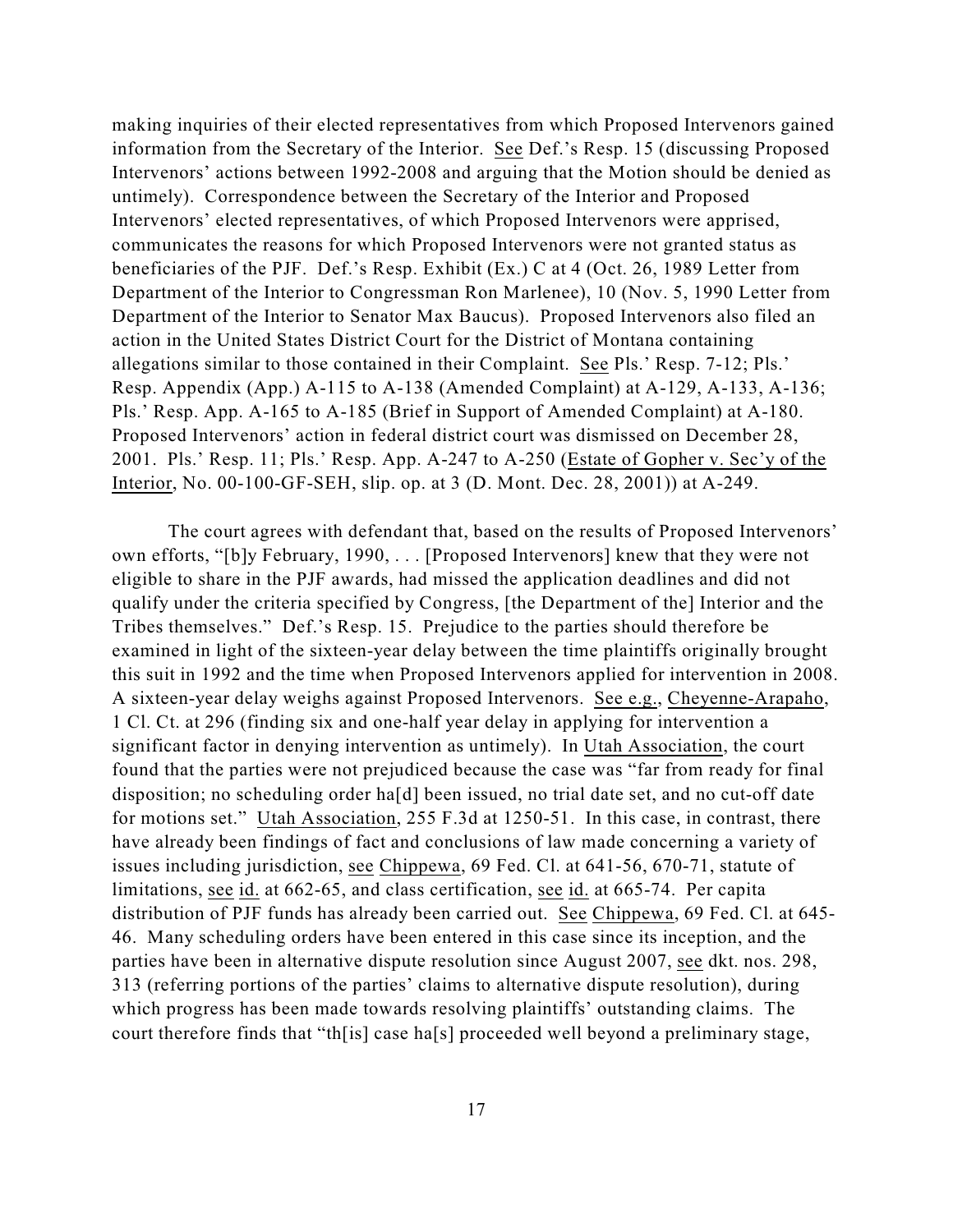making inquiries of their elected representatives from which Proposed Intervenors gained information from the Secretary of the Interior. See Def.'s Resp. 15 (discussing Proposed Intervenors' actions between 1992-2008 and arguing that the Motion should be denied as untimely). Correspondence between the Secretary of the Interior and Proposed Intervenors' elected representatives, of which Proposed Intervenors were apprised, communicates the reasons for which Proposed Intervenors were not granted status as beneficiaries of the PJF. Def.'s Resp. Exhibit (Ex.) C at 4 (Oct. 26, 1989 Letter from Department of the Interior to Congressman Ron Marlenee), 10 (Nov. 5, 1990 Letter from Department of the Interior to Senator Max Baucus). Proposed Intervenors also filed an action in the United States District Court for the District of Montana containing allegations similar to those contained in their Complaint. See Pls.' Resp. 7-12; Pls.' Resp. Appendix (App.) A-115 to A-138 (Amended Complaint) at A-129, A-133, A-136; Pls.' Resp. App. A-165 to A-185 (Brief in Support of Amended Complaint) at A-180. Proposed Intervenors' action in federal district court was dismissed on December 28, 2001. Pls.' Resp. 11; Pls.' Resp. App. A-247 to A-250 (Estate of Gopher v. Sec'y of the Interior, No. 00-100-GF-SEH, slip. op. at 3 (D. Mont. Dec. 28, 2001)) at A-249.

The court agrees with defendant that, based on the results of Proposed Intervenors' own efforts, "[b]y February, 1990, . . . [Proposed Intervenors] knew that they were not eligible to share in the PJF awards, had missed the application deadlines and did not qualify under the criteria specified by Congress, [the Department of the] Interior and the Tribes themselves." Def.'s Resp. 15. Prejudice to the parties should therefore be examined in light of the sixteen-year delay between the time plaintiffs originally brought this suit in 1992 and the time when Proposed Intervenors applied for intervention in 2008. A sixteen-year delay weighs against Proposed Intervenors. See e.g., Cheyenne-Arapaho, 1 Cl. Ct. at 296 (finding six and one-half year delay in applying for intervention a significant factor in denying intervention as untimely). In Utah Association, the court found that the parties were not prejudiced because the case was "far from ready for final disposition; no scheduling order ha[d] been issued, no trial date set, and no cut-off date for motions set." Utah Association, 255 F.3d at 1250-51. In this case, in contrast, there have already been findings of fact and conclusions of law made concerning a variety of issues including jurisdiction, see Chippewa, 69 Fed. Cl. at 641-56, 670-71, statute of limitations, see id. at 662-65, and class certification, see id. at 665-74. Per capita distribution of PJF funds has already been carried out. See Chippewa, 69 Fed. Cl. at 645-46. Many scheduling orders have been entered in this case since its inception, and the parties have been in alternative dispute resolution since August 2007, see dkt. nos. 298, 313 (referring portions of the parties' claims to alternative dispute resolution), during which progress has been made towards resolving plaintiffs' outstanding claims. The court therefore finds that "th[is] case ha[s] proceeded well beyond a preliminary stage,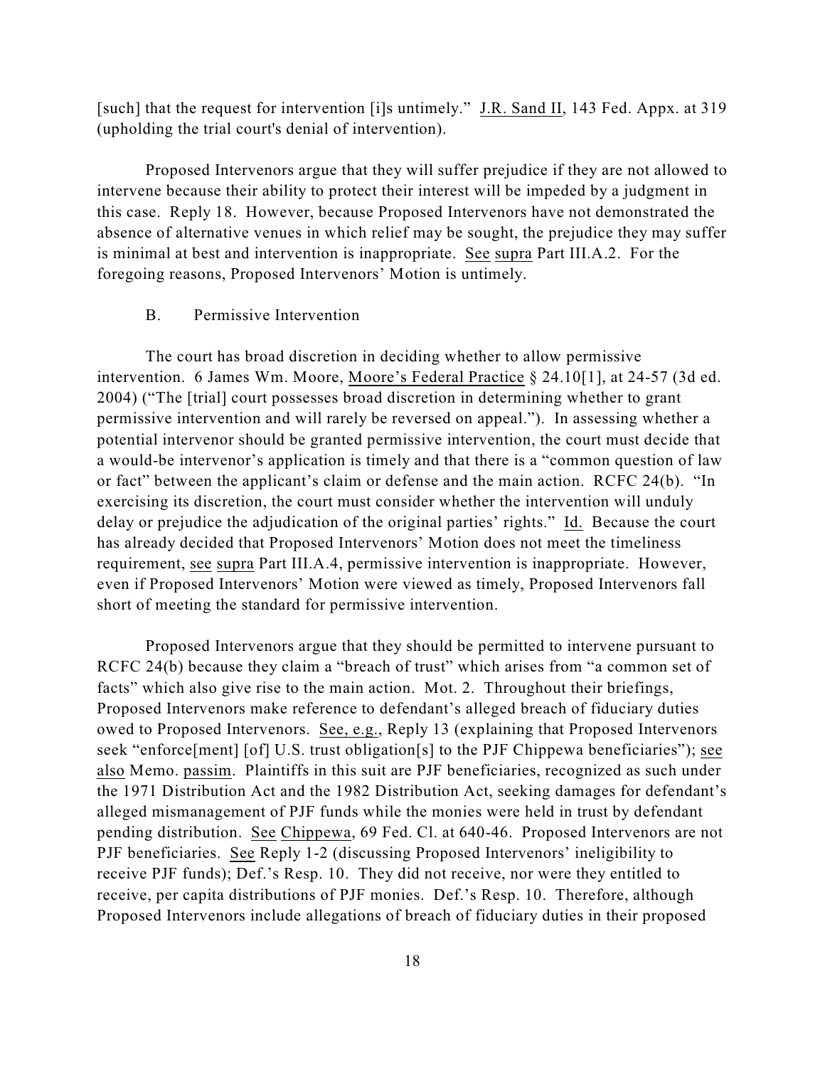[such] that the request for intervention [i]s untimely." J.R. Sand II, 143 Fed. Appx. at 319 (upholding the trial court's denial of intervention).

Proposed Intervenors argue that they will suffer prejudice if they are not allowed to intervene because their ability to protect their interest will be impeded by a judgment in this case. Reply 18. However, because Proposed Intervenors have not demonstrated the absence of alternative venues in which relief may be sought, the prejudice they may suffer is minimal at best and intervention is inappropriate. See supra Part III.A.2. For the foregoing reasons, Proposed Intervenors' Motion is untimely.

### B. Permissive Intervention

The court has broad discretion in deciding whether to allow permissive intervention. 6 James Wm. Moore, Moore's Federal Practice § 24.10[1], at 24-57 (3d ed. 2004) ("The [trial] court possesses broad discretion in determining whether to grant permissive intervention and will rarely be reversed on appeal."). In assessing whether a potential intervenor should be granted permissive intervention, the court must decide that a would-be intervenor's application is timely and that there is a "common question of law or fact" between the applicant's claim or defense and the main action. RCFC 24(b). "In exercising its discretion, the court must consider whether the intervention will unduly delay or prejudice the adjudication of the original parties' rights." Id. Because the court has already decided that Proposed Intervenors' Motion does not meet the timeliness requirement, see supra Part III.A.4, permissive intervention is inappropriate. However, even if Proposed Intervenors' Motion were viewed as timely, Proposed Intervenors fall short of meeting the standard for permissive intervention.

Proposed Intervenors argue that they should be permitted to intervene pursuant to RCFC 24(b) because they claim a "breach of trust" which arises from "a common set of facts" which also give rise to the main action. Mot. 2. Throughout their briefings, Proposed Intervenors make reference to defendant's alleged breach of fiduciary duties owed to Proposed Intervenors. See, e.g., Reply 13 (explaining that Proposed Intervenors seek "enforce[ment] [of] U.S. trust obligation[s] to the PJF Chippewa beneficiaries"); see also Memo. passim. Plaintiffs in this suit are PJF beneficiaries, recognized as such under the 1971 Distribution Act and the 1982 Distribution Act, seeking damages for defendant's alleged mismanagement of PJF funds while the monies were held in trust by defendant pending distribution. See Chippewa, 69 Fed. Cl. at 640-46. Proposed Intervenors are not PJF beneficiaries. See Reply 1-2 (discussing Proposed Intervenors' ineligibility to receive PJF funds); Def.'s Resp. 10. They did not receive, nor were they entitled to receive, per capita distributions of PJF monies. Def.'s Resp. 10. Therefore, although Proposed Intervenors include allegations of breach of fiduciary duties in their proposed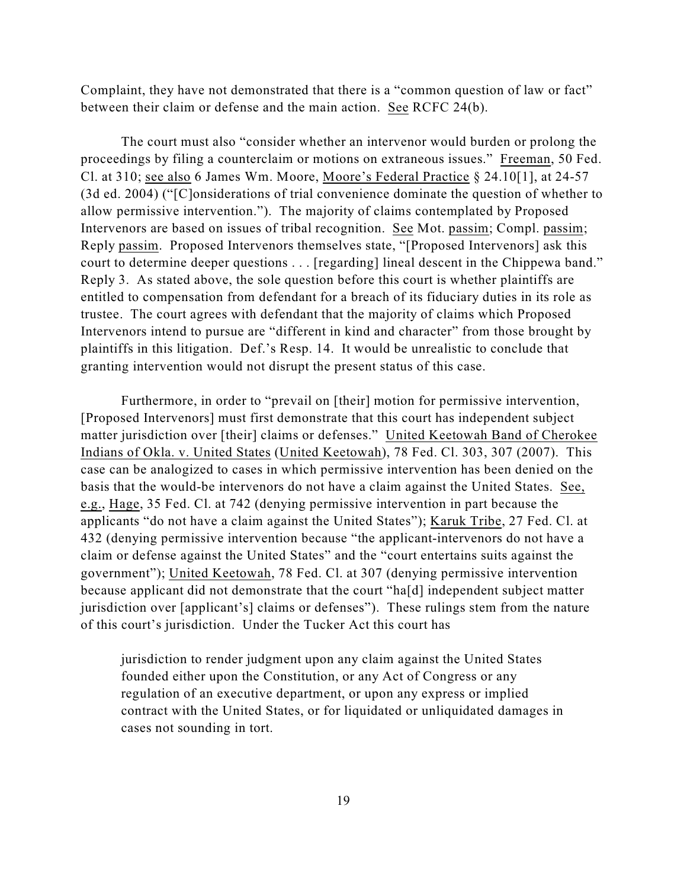Complaint, they have not demonstrated that there is a "common question of law or fact" between their claim or defense and the main action. See RCFC 24(b).

The court must also "consider whether an intervenor would burden or prolong the proceedings by filing a counterclaim or motions on extraneous issues." Freeman, 50 Fed. Cl. at 310; see also 6 James Wm. Moore, Moore's Federal Practice § 24.10[1], at 24-57 (3d ed. 2004) ("[C]onsiderations of trial convenience dominate the question of whether to allow permissive intervention."). The majority of claims contemplated by Proposed Intervenors are based on issues of tribal recognition. See Mot. passim; Compl. passim; Reply passim. Proposed Intervenors themselves state, "[Proposed Intervenors] ask this court to determine deeper questions . . . [regarding] lineal descent in the Chippewa band." Reply 3. As stated above, the sole question before this court is whether plaintiffs are entitled to compensation from defendant for a breach of its fiduciary duties in its role as trustee. The court agrees with defendant that the majority of claims which Proposed Intervenors intend to pursue are "different in kind and character" from those brought by plaintiffs in this litigation. Def.'s Resp. 14. It would be unrealistic to conclude that granting intervention would not disrupt the present status of this case.

Furthermore, in order to "prevail on [their] motion for permissive intervention, [Proposed Intervenors] must first demonstrate that this court has independent subject matter jurisdiction over [their] claims or defenses." United Keetowah Band of Cherokee Indians of Okla. v. United States (United Keetowah), 78 Fed. Cl. 303, 307 (2007). This case can be analogized to cases in which permissive intervention has been denied on the basis that the would-be intervenors do not have a claim against the United States. See, e.g., Hage, 35 Fed. Cl. at 742 (denying permissive intervention in part because the applicants "do not have a claim against the United States"); Karuk Tribe, 27 Fed. Cl. at 432 (denying permissive intervention because "the applicant-intervenors do not have a claim or defense against the United States" and the "court entertains suits against the government"); United Keetowah, 78 Fed. Cl. at 307 (denying permissive intervention because applicant did not demonstrate that the court "ha[d] independent subject matter jurisdiction over [applicant's] claims or defenses"). These rulings stem from the nature of this court's jurisdiction. Under the Tucker Act this court has

> jurisdiction to render judgment upon any claim against the United States founded either upon the Constitution, or any Act of Congress or any regulation of an executive department, or upon any express or implied contract with the United States, or for liquidated or unliquidated damages in cases not sounding in tort.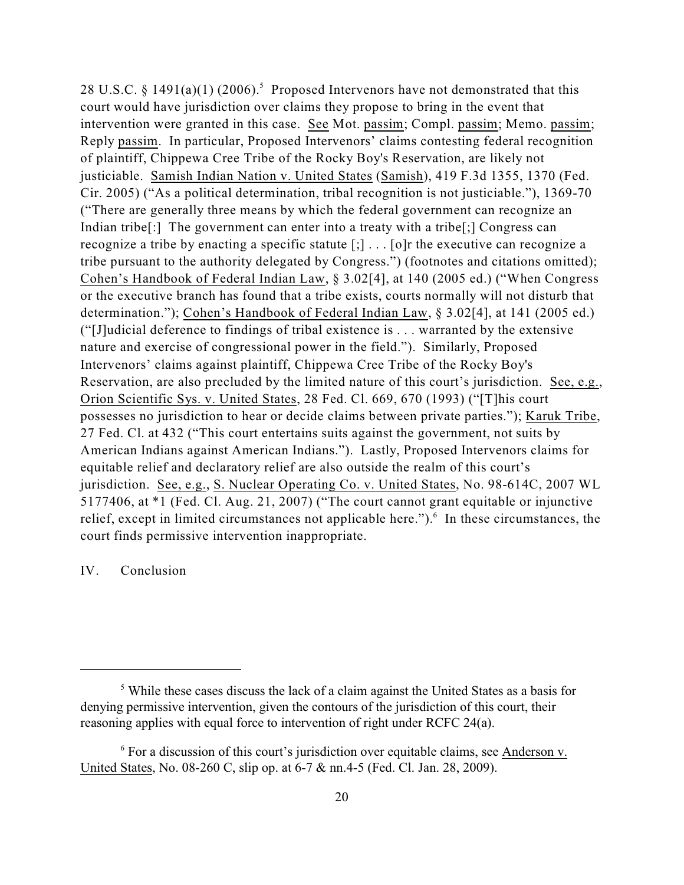28 U.S.C. § 1491(a)(1) (2006).[5] Proposed Intervenors have not demonstrated that this court would have jurisdiction over claims they propose to bring in the event that intervention were granted in this case. See Mot. passim; Compl. passim; Memo. passim; Reply passim. In particular, Proposed Intervenors' claims contesting federal recognition of plaintiff, Chippewa Cree Tribe of the Rocky Boy's Reservation, are likely not justiciable. Samish Indian Nation v. United States (Samish), 419 F.3d 1355, 1370 (Fed. Cir. 2005) ("As a political determination, tribal recognition is not justiciable."), 1369-70 ("There are generally three means by which the federal government can recognize an Indian tribe[:] The government can enter into a treaty with a tribe[;] Congress can recognize a tribe by enacting a specific statute [;] . . . [o]r the executive can recognize a tribe pursuant to the authority delegated by Congress.") (footnotes and citations omitted); Cohen's Handbook of Federal Indian Law, § 3.02[4], at 140 (2005 ed.) ("When Congress or the executive branch has found that a tribe exists, courts normally will not disturb that determination."); Cohen's Handbook of Federal Indian Law, § 3.02[4], at 141 (2005 ed.) ("[J]udicial deference to findings of tribal existence is . . . warranted by the extensive nature and exercise of congressional power in the field."). Similarly, Proposed Intervenors' claims against plaintiff, Chippewa Cree Tribe of the Rocky Boy's Reservation, are also precluded by the limited nature of this court's jurisdiction. See, e.g., Orion Scientific Sys. v. United States, 28 Fed. Cl. 669, 670 (1993) ("[T]his court possesses no jurisdiction to hear or decide claims between private parties."); Karuk Tribe, 27 Fed. Cl. at 432 ("This court entertains suits against the government, not suits by American Indians against American Indians."). Lastly, Proposed Intervenors claims for equitable relief and declaratory relief are also outside the realm of this court's jurisdiction. See, e.g., S. Nuclear Operating Co. v. United States, No. 98-614C, 2007 WL 5177406, at *1 (Fed. Cl. Aug. 21, 2007) ("The court cannot grant equitable or injunctive relief, except in limited circumstances not applicable here.").[6] In these circumstances, the court finds permissive intervention inappropriate.

## IV. Conclusion

---

[5] While these cases discuss the lack of a claim against the United States as a basis for denying permissive intervention, given the contours of the jurisdiction of this court, their reasoning applies with equal force to intervention of right under RCFC 24(a).

[6] For a discussion of this court's jurisdiction over equitable claims, see Anderson v. United States, No. 08-260 C, slip op. at 6-7 & nn.4-5 (Fed. Cl. Jan. 28, 2009).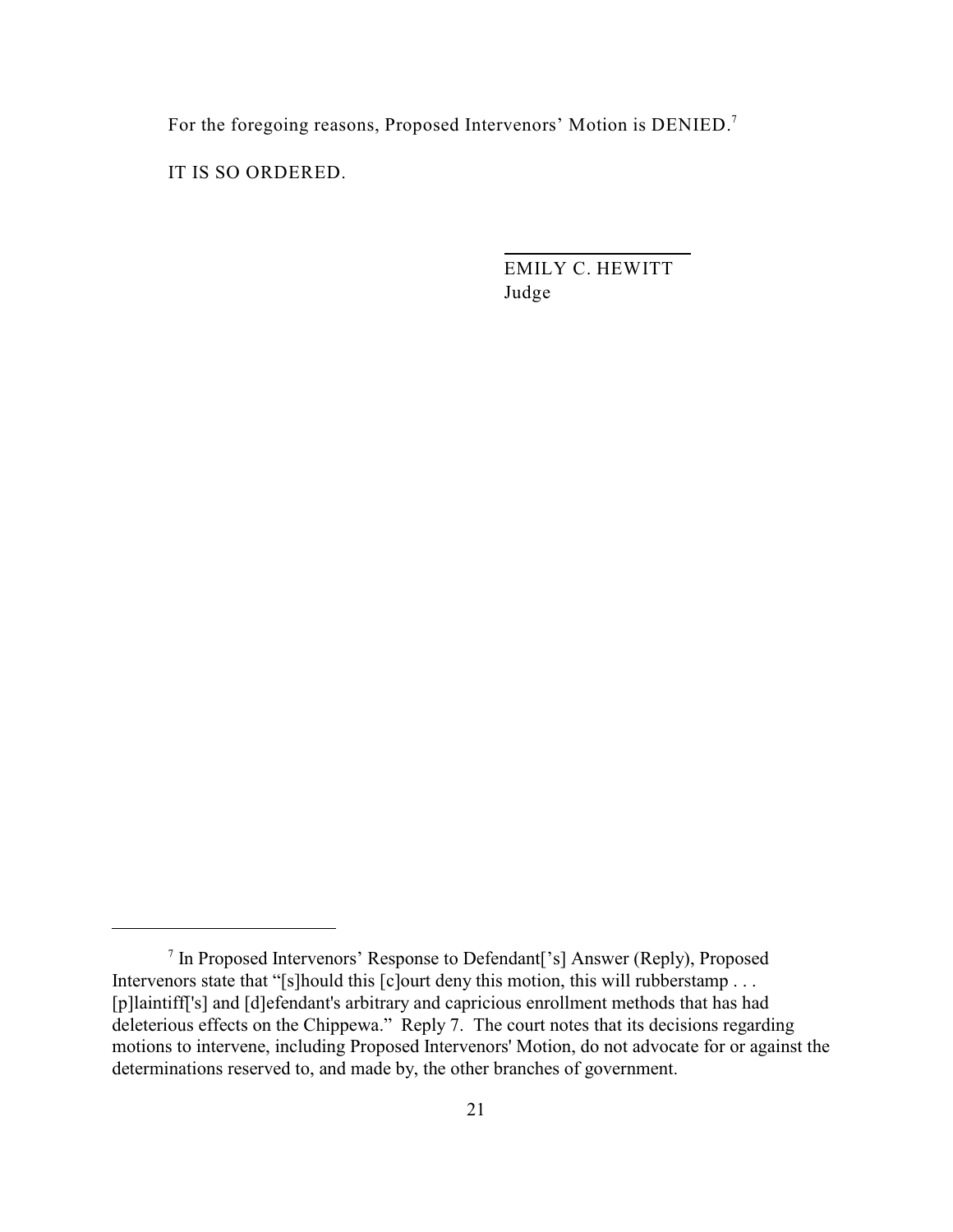For the foregoing reasons, Proposed Intervenors' Motion is DENIED.[7]

IT IS SO ORDERED.

EMILY C. HEWITT  
Judge

---

[7] In Proposed Intervenors' Response to Defendant['s] Answer (Reply), Proposed Intervenors state that "[s]hould this [c]ourt deny this motion, this will rubberstamp . . . [p]laintiff['s] and [d]efendant's arbitrary and capricious enrollment methods that has had deleterious effects on the Chippewa." Reply 7. The court notes that its decisions regarding motions to intervene, including Proposed Intervenors' Motion, do not advocate for or against the determinations reserved to, and made by, the other branches of government.